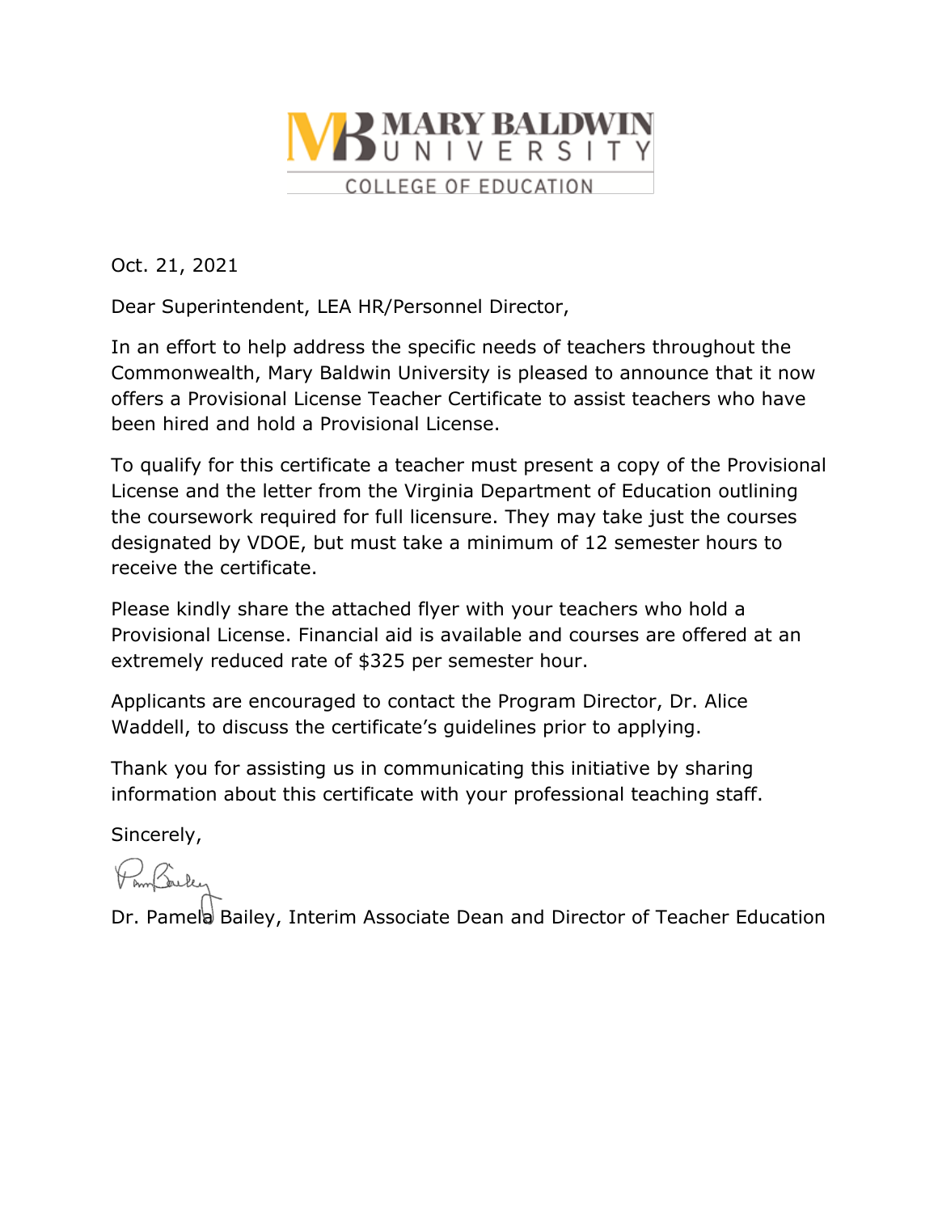MARY BALDWIN UNIVERSITY

COLLEGE OF EDUCATION

Oct. 21, 2021

Dear Superintendent, LEA HR/Personnel Director,

In an effort to help address the specific needs of teachers throughout the Commonwealth, Mary Baldwin University is pleased to announce that it now offers a Provisional License Teacher Certificate to assist teachers who have been hired and hold a Provisional License.

To qualify for this certificate a teacher must present a copy of the Provisional License and the letter from the Virginia Department of Education outlining the coursework required for full licensure. They may take just the courses designated by VDOE, but must take a minimum of 12 semester hours to receive the certificate.

Please kindly share the attached flyer with your teachers who hold a Provisional License. Financial aid is available and courses are offered at an extremely reduced rate of $325 per semester hour.

Applicants are encouraged to contact the Program Director, Dr. Alice Waddell, to discuss the certificate's guidelines prior to applying.

Thank you for assisting us in communicating this initiative by sharing information about this certificate with your professional teaching staff.

Sincerely,

Dr. Pamela Bailey, Interim Associate Dean and Director of Teacher Education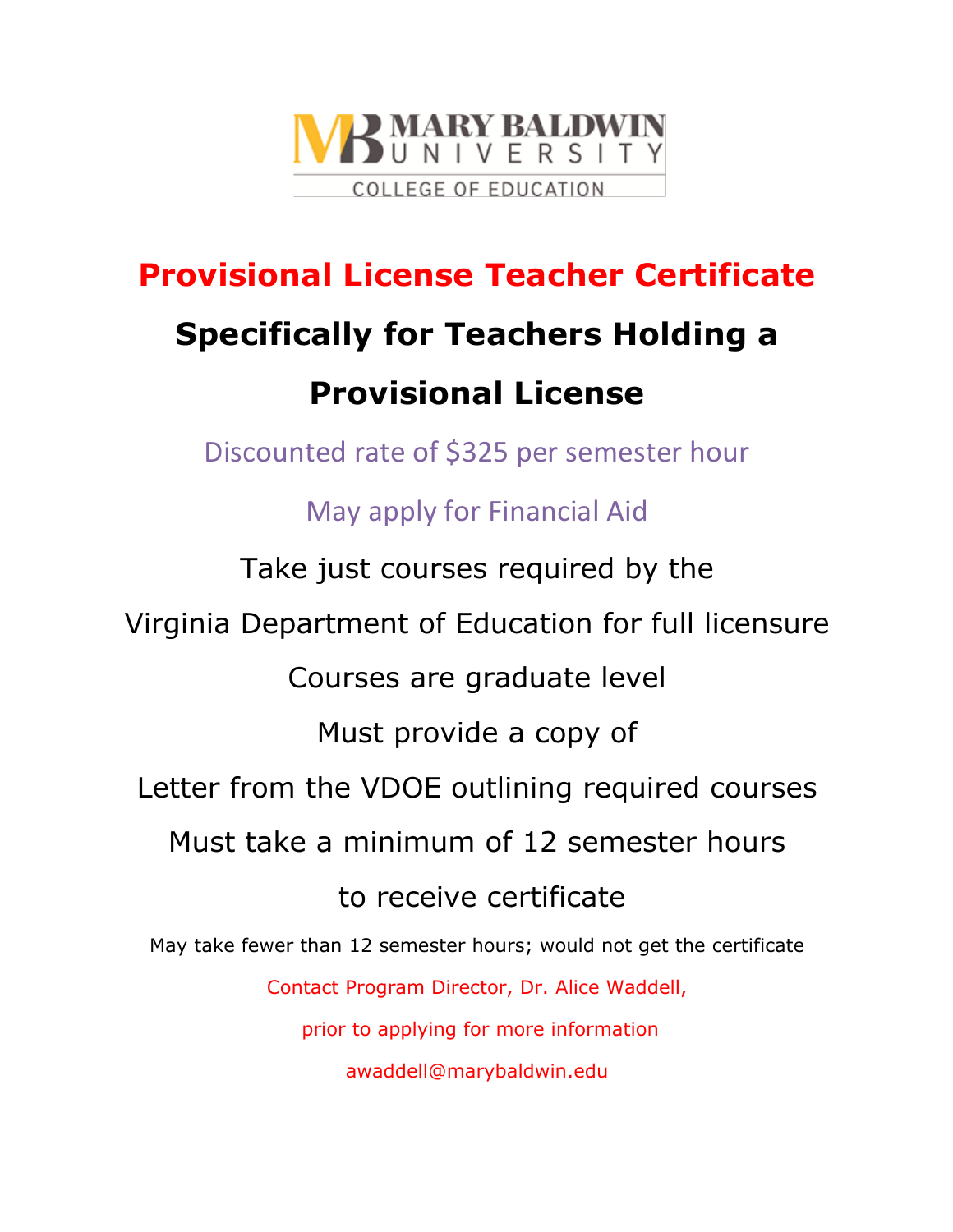MARY BALDWIN UNIVERSITY

COLLEGE OF EDUCATION

# Provisional License Teacher Certificate

## Specifically for Teachers Holding a Provisional License

Discounted rate of $325 per semester hour

May apply for Financial Aid

Take just courses required by the Virginia Department of Education for full licensure

Courses are graduate level

Must provide a copy of Letter from the VDOE outlining required courses

Must take a minimum of 12 semester hours to receive certificate

May take fewer than 12 semester hours; would not get the certificate

Contact Program Director, Dr. Alice Waddell, prior to applying for more information

awaddell@marybaldwin.edu